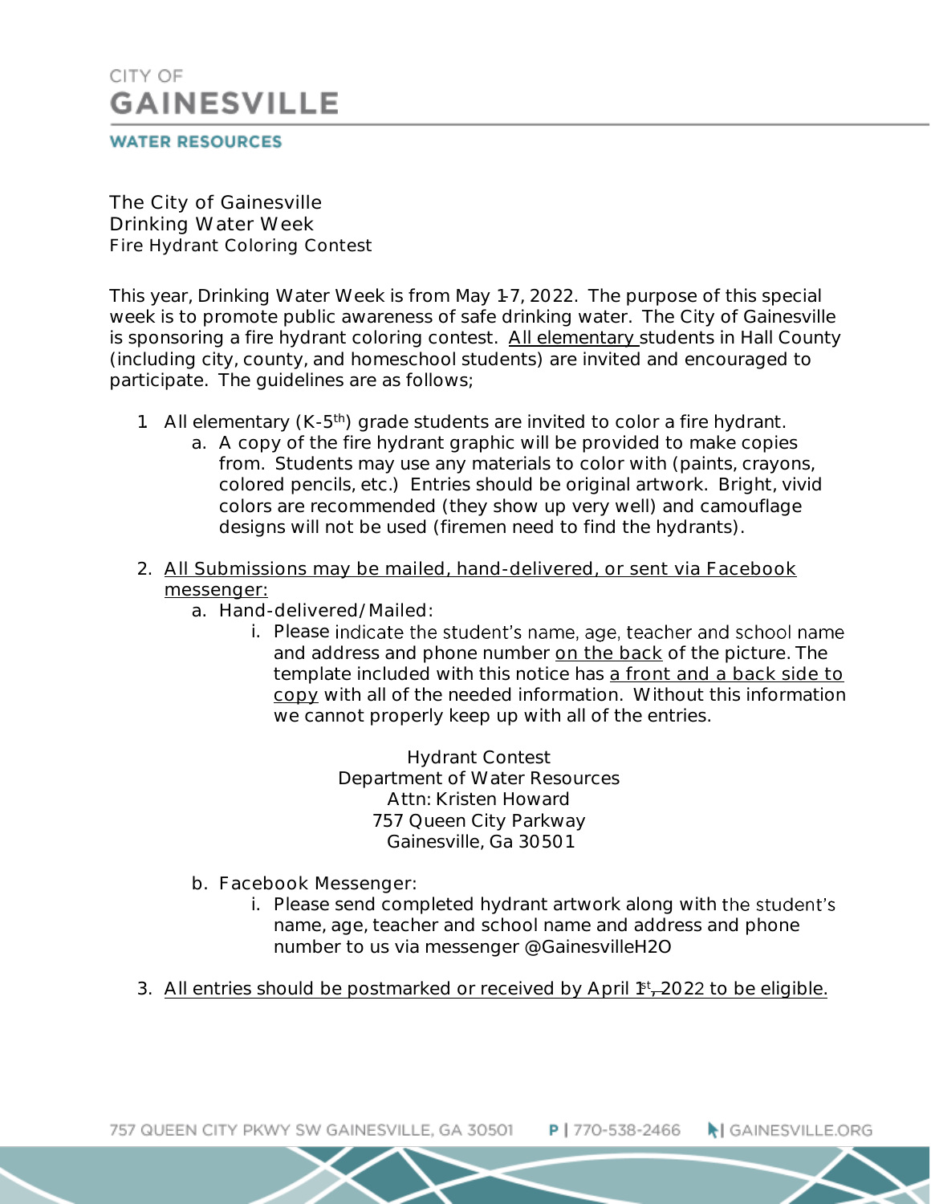CITY OF
GAINESVILLE
WATER RESOURCES

The City of Gainesville
Drinking Water Week
Fire Hydrant Coloring Contest

This year, Drinking Water Week is from May 1-7, 2022. The purpose of this special week is to promote public awareness of safe drinking water. The City of Gainesville is sponsoring a fire hydrant coloring contest. <u>All elementary</u> students in Hall County (including city, county, and homeschool students) are invited and encouraged to participate. The guidelines are as follows;

1. All elementary (K-5th) grade students are invited to color a fire hydrant.
   a. A copy of the fire hydrant graphic will be provided to make copies from. Students may use any materials to color with (paints, crayons, colored pencils, etc.) Entries should be original artwork. Bright, vivid colors are recommended (they show up very well) and camouflage designs will not be used (firemen need to find the hydrants).

2. <u>All Submissions may be mailed, hand-delivered, or sent via Facebook messenger:</u>
   a. Hand-delivered/Mailed:
      i. Please indicate the student's name, age, teacher and school name and address and phone number <u>on the back</u> of the picture. The template included with this notice has <u>a front and a back side to copy</u> with all of the needed information. Without this information we cannot properly keep up with all of the entries.

         Hydrant Contest
         Department of Water Resources
         Attn: Kristen Howard
         757 Queen City Parkway
         Gainesville, Ga 30501

   b. Facebook Messenger:
      i. Please send completed hydrant artwork along with the student's name, age, teacher and school name and address and phone number to us via messenger @GainesvilleH2O

3. <u>All entries should be postmarked or received by April 1st, 2022 to be eligible.</u>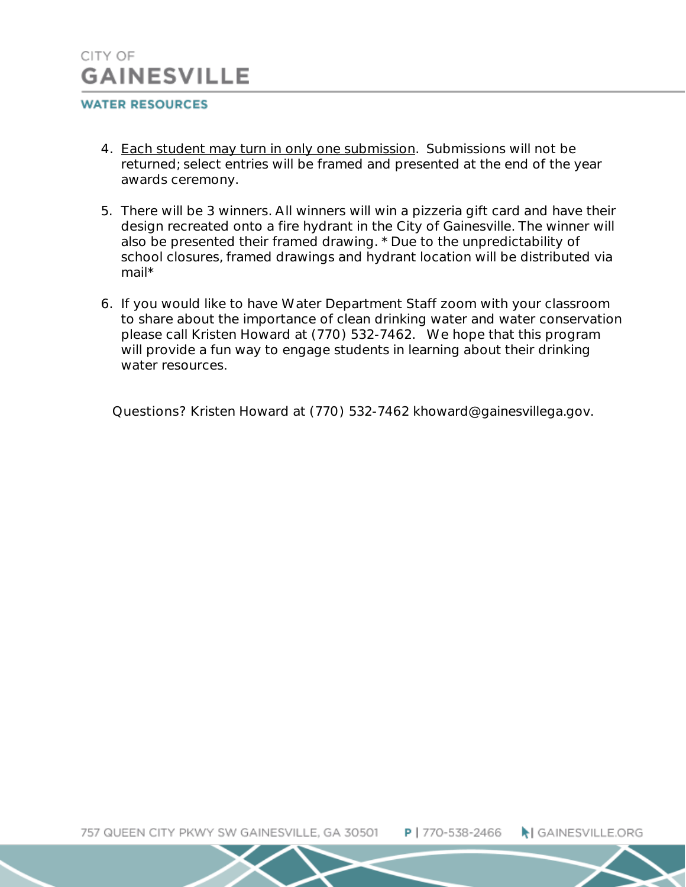4. <u>Each student may turn in only one submission</u>. Submissions will not be returned; select entries will be framed and presented at the end of the year awards ceremony.

5. There will be 3 winners. All winners will win a pizzeria gift card and have their design recreated onto a fire hydrant in the City of Gainesville. The winner will also be presented their framed drawing. * Due to the unpredictability of school closures, framed drawings and hydrant location will be distributed via mail*

6. If you would like to have Water Department Staff zoom with your classroom to share about the importance of clean drinking water and water conservation please call Kristen Howard at (770) 532-7462. We hope that this program will provide a fun way to engage students in learning about their drinking water resources.

Questions? Kristen Howard at (770) 532-7462 khoward@gainesvillega.gov.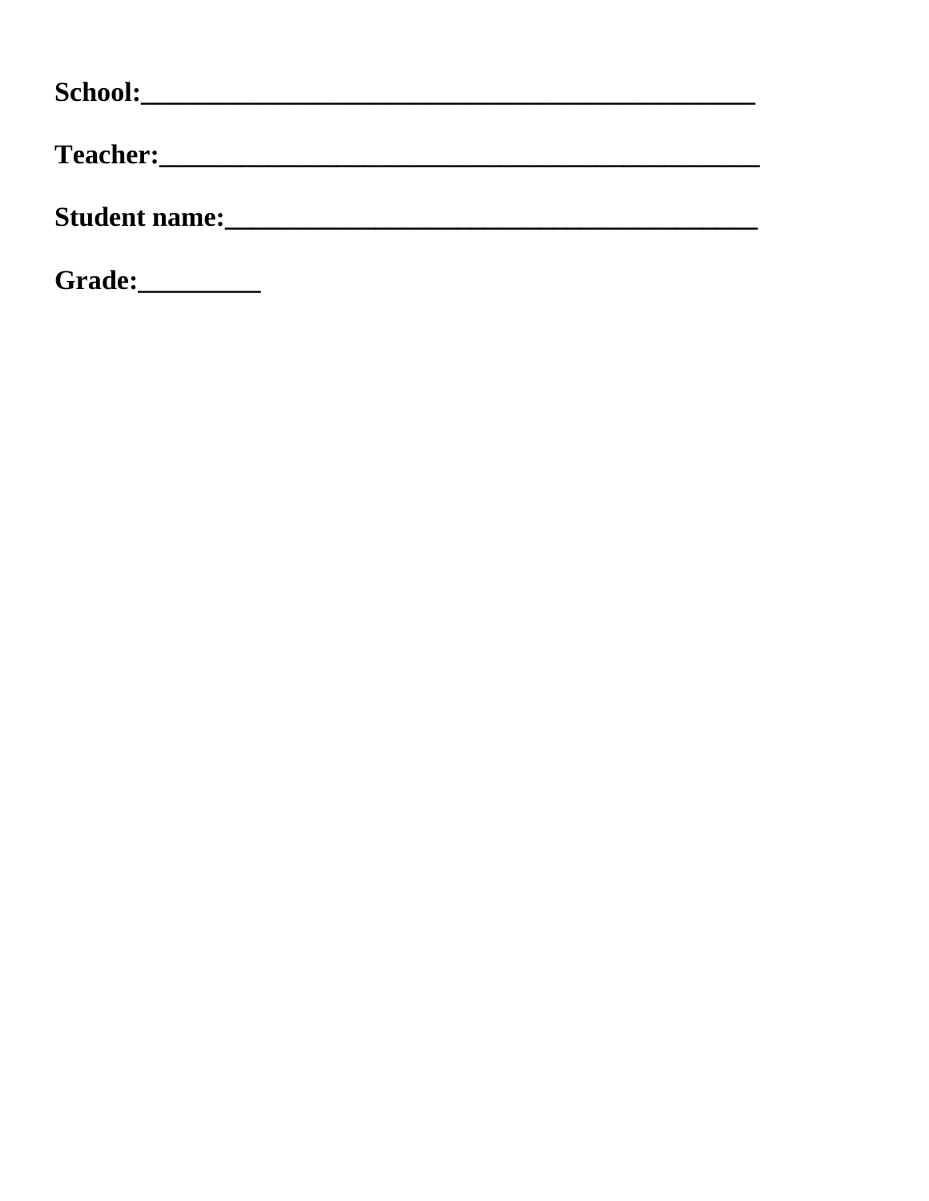**School:___________________________________________**

**Teacher:__________________________________________**

**Student name:_____________________________________**

**Grade:_________**